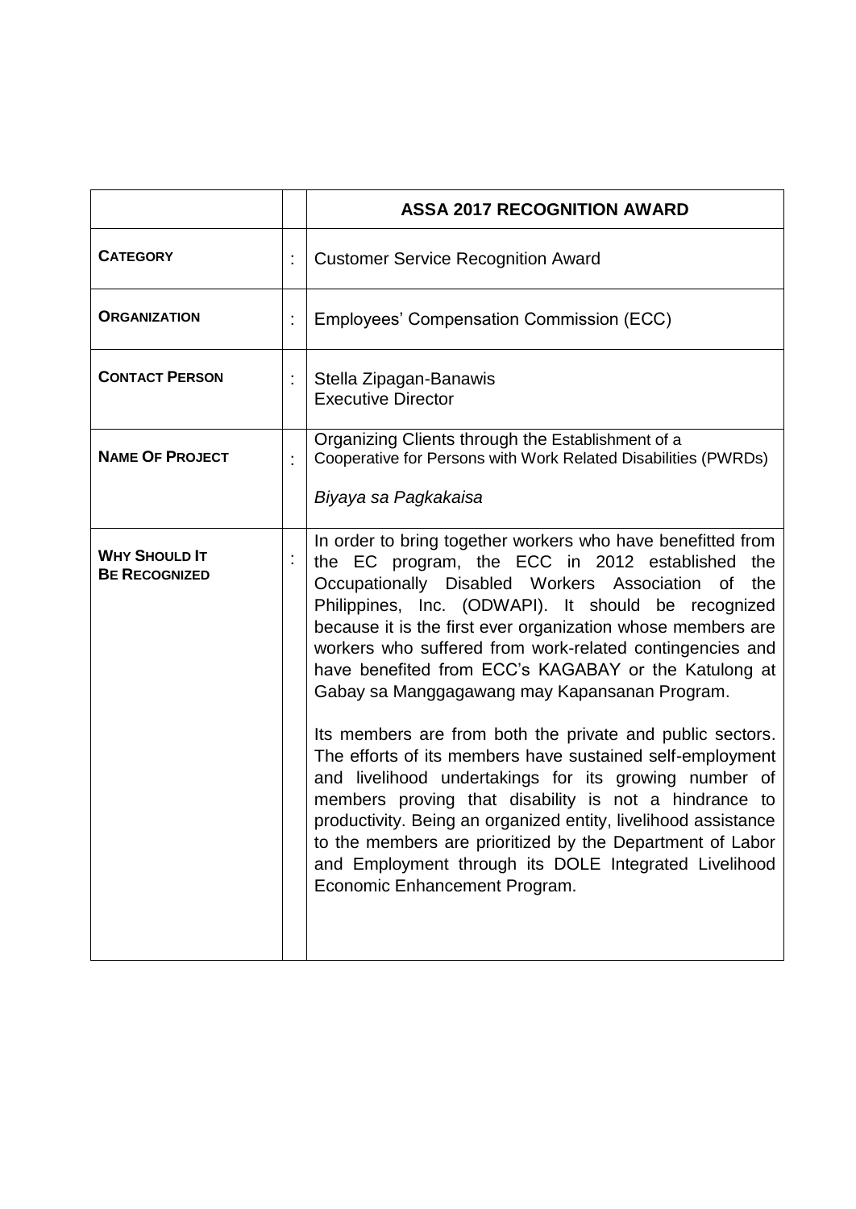| | | **ASSA 2017 RECOGNITION AWARD** |
|---|---|---|
| **CATEGORY** | : | Customer Service Recognition Award |
| **ORGANIZATION** | : | Employees' Compensation Commission (ECC) |
| **CONTACT PERSON** | : | Stella Zipagan-Banawis<br>Executive Director |
| **NAME OF PROJECT** | : | Organizing Clients through the Establishment of a Cooperative for Persons with Work Related Disabilities (PWRDs)<br><br>*Biyaya sa Pagkakaisa* |
| **WHY SHOULD IT BE RECOGNIZED** | : | In order to bring together workers who have benefitted from the EC program, the ECC in 2012 established the Occupationally Disabled Workers Association of the Philippines, Inc. (ODWAPI). It should be recognized because it is the first ever organization whose members are workers who suffered from work-related contingencies and have benefited from ECC's KAGABAY or the Katulong at Gabay sa Manggagawang may Kapansanan Program.<br><br>Its members are from both the private and public sectors. The efforts of its members have sustained self-employment and livelihood undertakings for its growing number of members proving that disability is not a hindrance to productivity. Being an organized entity, livelihood assistance to the members are prioritized by the Department of Labor and Employment through its DOLE Integrated Livelihood Economic Enhancement Program. |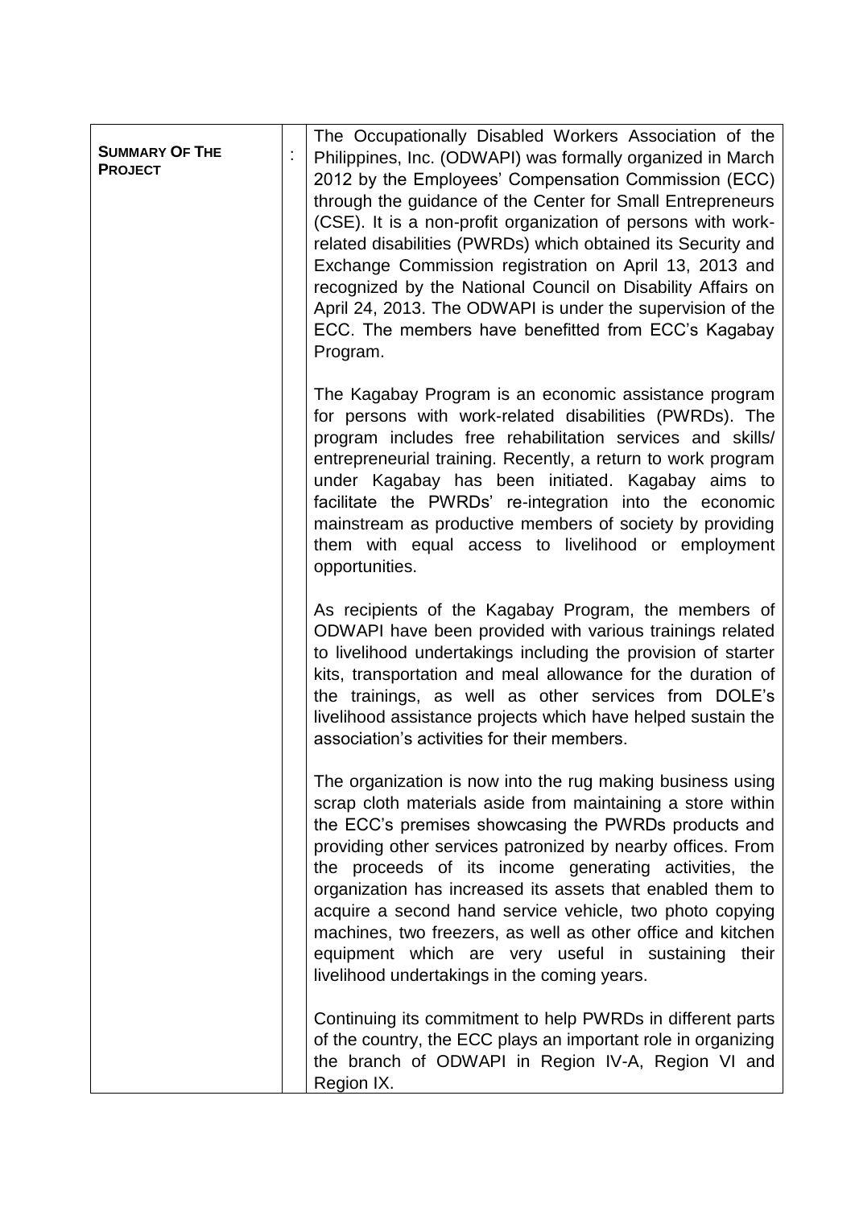| | | |
|---|---|---|
| **SUMMARY OF THE PROJECT** | : | The Occupationally Disabled Workers Association of the Philippines, Inc. (ODWAPI) was formally organized in March 2012 by the Employees' Compensation Commission (ECC) through the guidance of the Center for Small Entrepreneurs (CSE). It is a non-profit organization of persons with work-related disabilities (PWRDs) which obtained its Security and Exchange Commission registration on April 13, 2013 and recognized by the National Council on Disability Affairs on April 24, 2013. The ODWAPI is under the supervision of the ECC. The members have benefitted from ECC's Kagabay Program.<br><br>The Kagabay Program is an economic assistance program for persons with work-related disabilities (PWRDs). The program includes free rehabilitation services and skills/ entrepreneurial training. Recently, a return to work program under Kagabay has been initiated. Kagabay aims to facilitate the PWRDs' re-integration into the economic mainstream as productive members of society by providing them with equal access to livelihood or employment opportunities.<br><br>As recipients of the Kagabay Program, the members of ODWAPI have been provided with various trainings related to livelihood undertakings including the provision of starter kits, transportation and meal allowance for the duration of the trainings, as well as other services from DOLE's livelihood assistance projects which have helped sustain the association's activities for their members.<br><br>The organization is now into the rug making business using scrap cloth materials aside from maintaining a store within the ECC's premises showcasing the PWRDs products and providing other services patronized by nearby offices. From the proceeds of its income generating activities, the organization has increased its assets that enabled them to acquire a second hand service vehicle, two photo copying machines, two freezers, as well as other office and kitchen equipment which are very useful in sustaining their livelihood undertakings in the coming years.<br><br>Continuing its commitment to help PWRDs in different parts of the country, the ECC plays an important role in organizing the branch of ODWAPI in Region IV-A, Region VI and Region IX. |